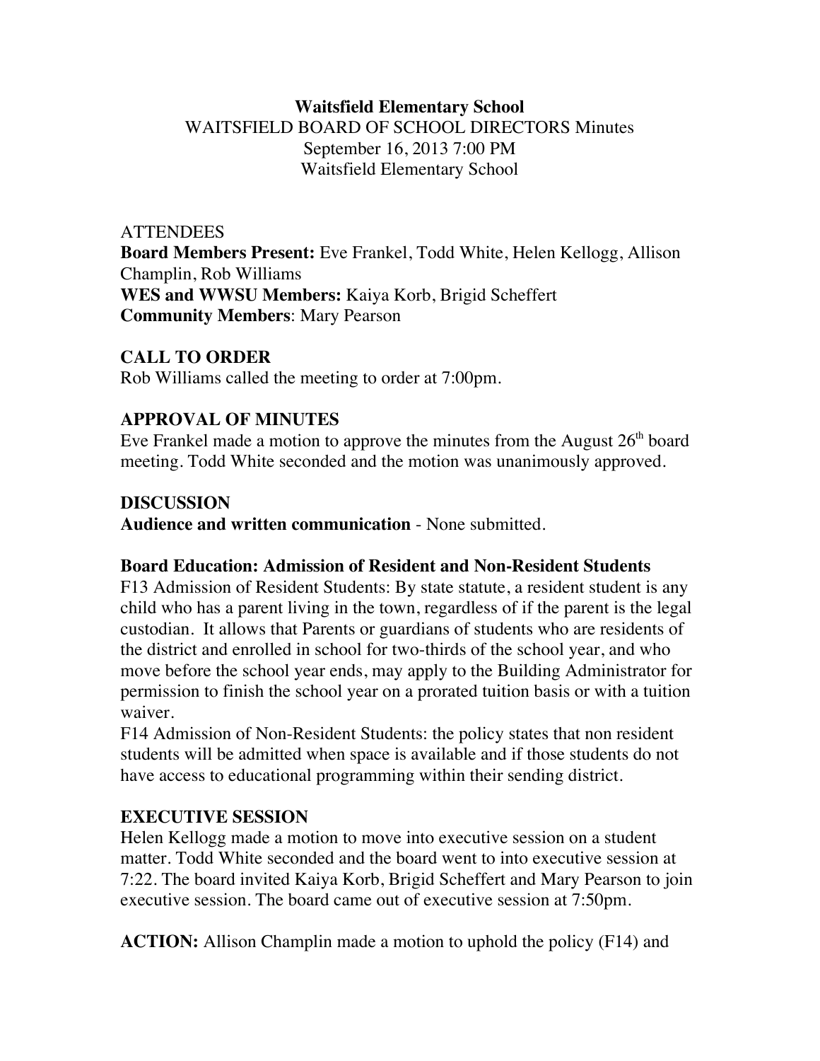**Waitsfield Elementary School**
WAITSFIELD BOARD OF SCHOOL DIRECTORS Minutes
September 16, 2013 7:00 PM
Waitsfield Elementary School

ATTENDEES
**Board Members Present:** Eve Frankel, Todd White, Helen Kellogg, Allison Champlin, Rob Williams
**WES and WWSU Members:** Kaiya Korb, Brigid Scheffert
**Community Members**: Mary Pearson

## CALL TO ORDER

Rob Williams called the meeting to order at 7:00pm.

## APPROVAL OF MINUTES

Eve Frankel made a motion to approve the minutes from the August 26th board meeting. Todd White seconded and the motion was unanimously approved.

## DISCUSSION

**Audience and written communication** - None submitted.

**Board Education: Admission of Resident and Non-Resident Students**
F13 Admission of Resident Students: By state statute, a resident student is any child who has a parent living in the town, regardless of if the parent is the legal custodian. It allows that Parents or guardians of students who are residents of the district and enrolled in school for two-thirds of the school year, and who move before the school year ends, may apply to the Building Administrator for permission to finish the school year on a prorated tuition basis or with a tuition waiver.
F14 Admission of Non-Resident Students: the policy states that non resident students will be admitted when space is available and if those students do not have access to educational programming within their sending district.

## EXECUTIVE SESSION

Helen Kellogg made a motion to move into executive session on a student matter. Todd White seconded and the board went to into executive session at 7:22. The board invited Kaiya Korb, Brigid Scheffert and Mary Pearson to join executive session. The board came out of executive session at 7:50pm.

**ACTION:** Allison Champlin made a motion to uphold the policy (F14) and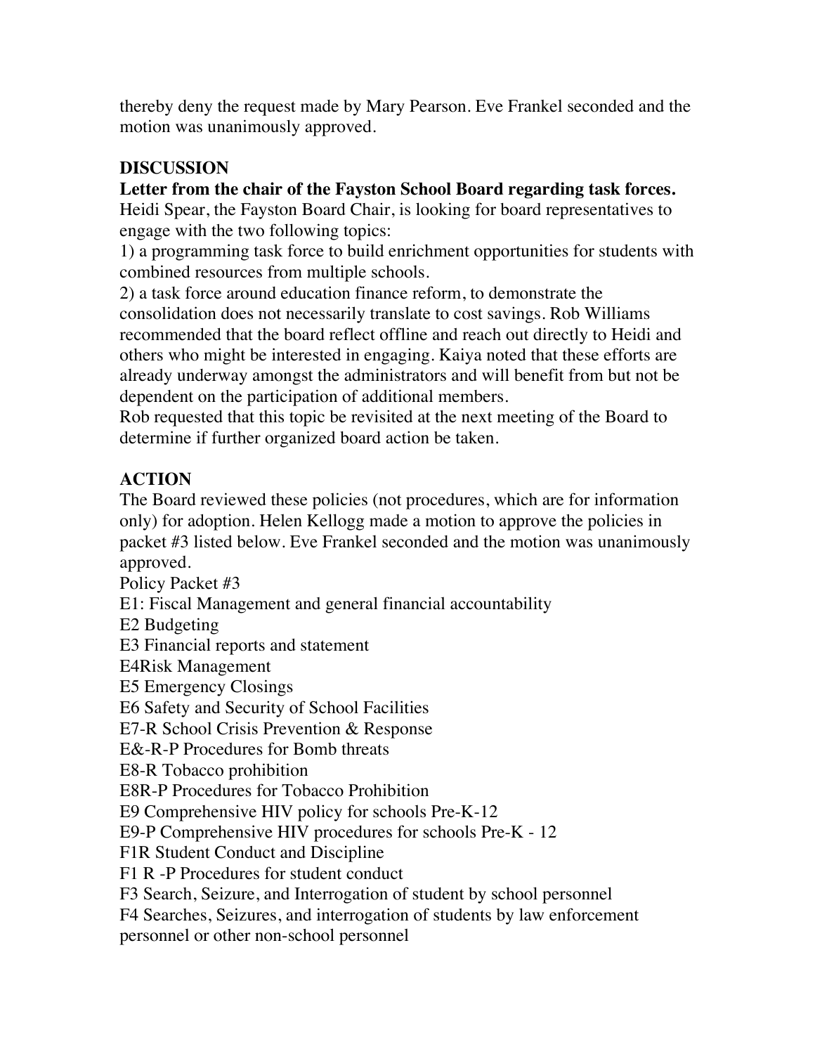thereby deny the request made by Mary Pearson. Eve Frankel seconded and the motion was unanimously approved.

**DISCUSSION**

**Letter from the chair of the Fayston School Board regarding task forces.**

Heidi Spear, the Fayston Board Chair, is looking for board representatives to engage with the two following topics:

1) a programming task force to build enrichment opportunities for students with combined resources from multiple schools.

2) a task force around education finance reform, to demonstrate the consolidation does not necessarily translate to cost savings. Rob Williams recommended that the board reflect offline and reach out directly to Heidi and others who might be interested in engaging. Kaiya noted that these efforts are already underway amongst the administrators and will benefit from but not be dependent on the participation of additional members.

Rob requested that this topic be revisited at the next meeting of the Board to determine if further organized board action be taken.

**ACTION**

The Board reviewed these policies (not procedures, which are for information only) for adoption. Helen Kellogg made a motion to approve the policies in packet #3 listed below. Eve Frankel seconded and the motion was unanimously approved.

Policy Packet #3

E1: Fiscal Management and general financial accountability

E2 Budgeting

E3 Financial reports and statement

E4Risk Management

E5 Emergency Closings

E6 Safety and Security of School Facilities

E7-R School Crisis Prevention & Response

E&-R-P Procedures for Bomb threats

E8-R Tobacco prohibition

E8R-P Procedures for Tobacco Prohibition

E9 Comprehensive HIV policy for schools Pre-K-12

E9-P Comprehensive HIV procedures for schools Pre-K - 12

F1R Student Conduct and Discipline

F1 R -P Procedures for student conduct

F3 Search, Seizure, and Interrogation of student by school personnel

F4 Searches, Seizures, and interrogation of students by law enforcement personnel or other non-school personnel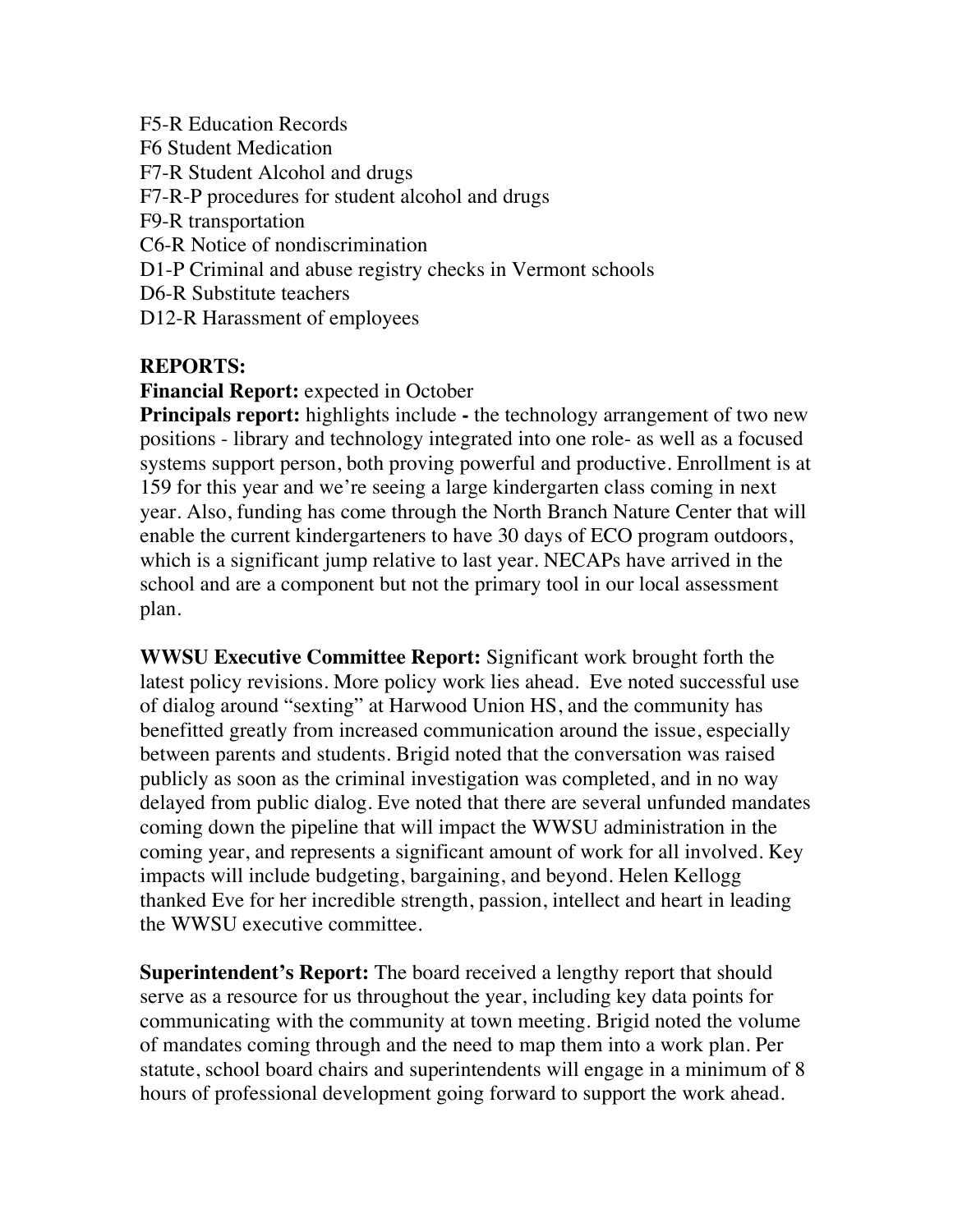F5-R Education Records
F6 Student Medication
F7-R Student Alcohol and drugs
F7-R-P procedures for student alcohol and drugs
F9-R transportation
C6-R Notice of nondiscrimination
D1-P Criminal and abuse registry checks in Vermont schools
D6-R Substitute teachers
D12-R Harassment of employees

**REPORTS:**

**Financial Report:** expected in October

**Principals report:** highlights include **-** the technology arrangement of two new positions - library and technology integrated into one role- as well as a focused systems support person, both proving powerful and productive. Enrollment is at 159 for this year and we're seeing a large kindergarten class coming in next year. Also, funding has come through the North Branch Nature Center that will enable the current kindergarteners to have 30 days of ECO program outdoors, which is a significant jump relative to last year. NECAPs have arrived in the school and are a component but not the primary tool in our local assessment plan.

**WWSU Executive Committee Report:** Significant work brought forth the latest policy revisions. More policy work lies ahead. Eve noted successful use of dialog around "sexting" at Harwood Union HS, and the community has benefitted greatly from increased communication around the issue, especially between parents and students. Brigid noted that the conversation was raised publicly as soon as the criminal investigation was completed, and in no way delayed from public dialog. Eve noted that there are several unfunded mandates coming down the pipeline that will impact the WWSU administration in the coming year, and represents a significant amount of work for all involved. Key impacts will include budgeting, bargaining, and beyond. Helen Kellogg thanked Eve for her incredible strength, passion, intellect and heart in leading the WWSU executive committee.

**Superintendent's Report:** The board received a lengthy report that should serve as a resource for us throughout the year, including key data points for communicating with the community at town meeting. Brigid noted the volume of mandates coming through and the need to map them into a work plan. Per statute, school board chairs and superintendents will engage in a minimum of 8 hours of professional development going forward to support the work ahead.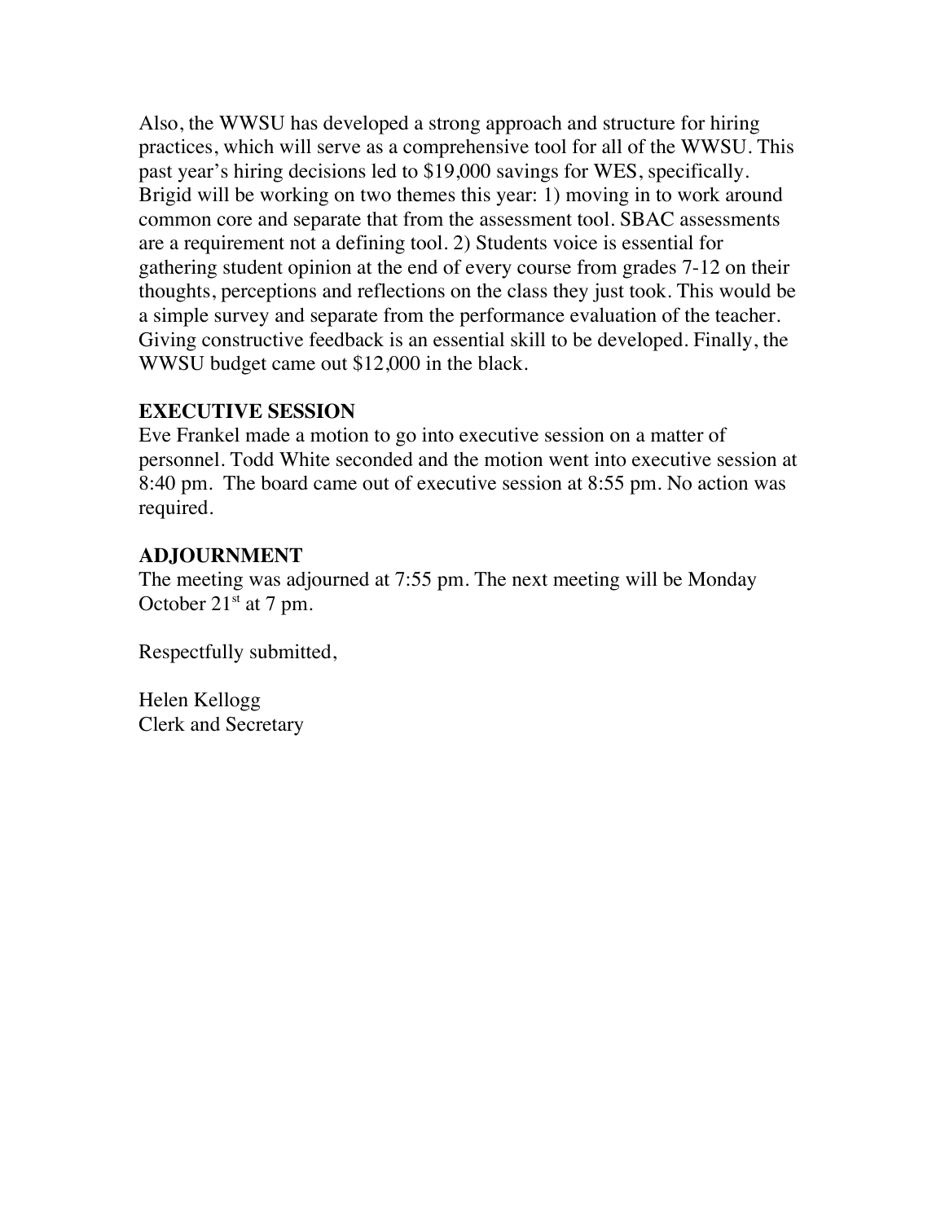Also, the WWSU has developed a strong approach and structure for hiring practices, which will serve as a comprehensive tool for all of the WWSU. This past year's hiring decisions led to $19,000 savings for WES, specifically. Brigid will be working on two themes this year: 1) moving in to work around common core and separate that from the assessment tool. SBAC assessments are a requirement not a defining tool. 2) Students voice is essential for gathering student opinion at the end of every course from grades 7-12 on their thoughts, perceptions and reflections on the class they just took. This would be a simple survey and separate from the performance evaluation of the teacher. Giving constructive feedback is an essential skill to be developed. Finally, the WWSU budget came out $12,000 in the black.

**EXECUTIVE SESSION**

Eve Frankel made a motion to go into executive session on a matter of personnel. Todd White seconded and the motion went into executive session at 8:40 pm. The board came out of executive session at 8:55 pm. No action was required.

**ADJOURNMENT**

The meeting was adjourned at 7:55 pm. The next meeting will be Monday October 21st at 7 pm.

Respectfully submitted,

Helen Kellogg
Clerk and Secretary